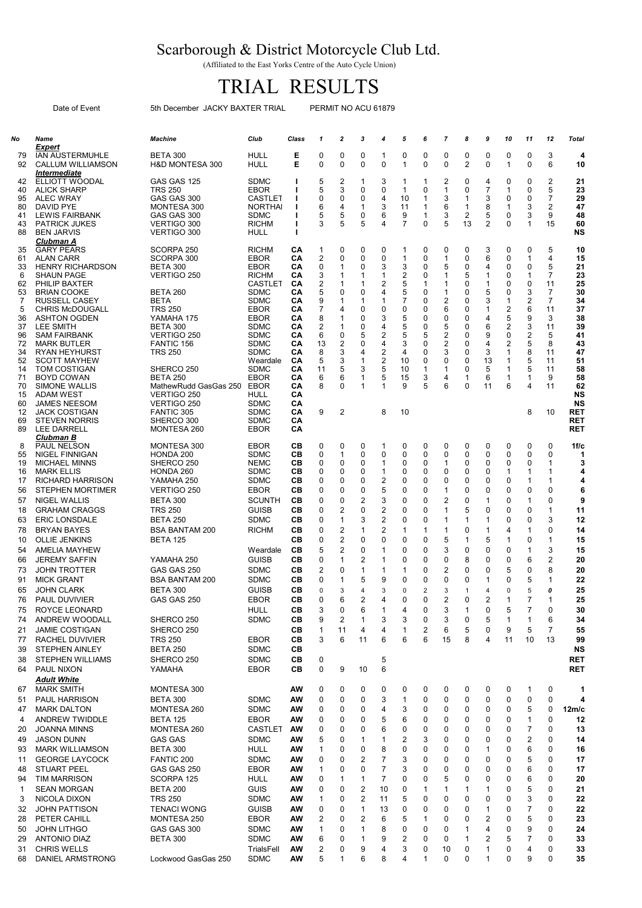# Scarborough & District Motorcycle Club Ltd.

(Affiliated to the East Yorks Centre of the Auto Cycle Union)

# TRIAL RESULTS

Date of Event 5th December JACKY BAXTER TRIAL PERMIT NO ACU 61879

| No | Name | Machine | Club | Class | 1 | 2 | 3 | 4 | 5 | 6 | 7 | 8 | 9 | 10 | 11 | 12 | Total |
|---|---|---|---|---|---|---|---|---|---|---|---|---|---|---|---|---|---|
| | ***Expert*** | | | | | | | | | | | | | | | | |
| 79 | IAN AUSTERMUHLE | BETA 300 | HULL | E | 0 | 0 | 0 | 1 | 0 | 0 | 0 | 0 | 0 | 0 | 0 | 3 | 4 |
| 92 | CALLUM WILLIAMSON | H&D MONTESA 300 | HULL | E | 0 | 0 | 0 | 0 | 1 | 0 | 0 | 2 | 0 | 1 | 0 | 6 | 10 |
| | ***Intermediate*** | | | | | | | | | | | | | | | | |
| 42 | ELLIOTT WOODAL | GAS GAS 125 | SDMC | I | 5 | 2 | 1 | 3 | 1 | 1 | 2 | 0 | 4 | 0 | 0 | 2 | 21 |
| 40 | ALICK SHARP | TRS 250 | EBOR | I | 5 | 3 | 0 | 0 | 1 | 0 | 1 | 0 | 7 | 1 | 0 | 5 | 23 |
| 95 | ALEC WRAY | GAS GAS 300 | CASTLET | I | 0 | 0 | 0 | 4 | 10 | 1 | 3 | 1 | 3 | 0 | 0 | 7 | 29 |
| 80 | DAVID PYE | MONTESA 300 | NORTHAI | I | 6 | 4 | 1 | 3 | 11 | 1 | 6 | 1 | 8 | 1 | 3 | 2 | 47 |
| 41 | LEWIS FAIRBANK | GAS GAS 300 | SDMC | I | 5 | 5 | 0 | 6 | 9 | 1 | 3 | 2 | 5 | 0 | 3 | 9 | 48 |
| 43 | PATRICK JUKES | VERTIGO 300 | RICHM | I | 3 | 5 | 5 | 4 | 7 | 0 | 5 | 13 | 2 | 0 | 1 | 15 | 60 |
| 88 | BEN JARVIS | VERTIGO 300 | HULL | I | | | | | | | | | | | | | NS |
| | ***Clubman A*** | | | | | | | | | | | | | | | | |
| 35 | GARY PEARS | SCORPA 250 | RICHM | CA | 1 | 0 | 0 | 0 | 1 | 0 | 0 | 0 | 3 | 0 | 0 | 5 | 10 |
| 61 | ALAN CARR | SCORPA 300 | EBOR | CA | 2 | 0 | 0 | 0 | 1 | 0 | 1 | 0 | 6 | 0 | 1 | 4 | 15 |
| 33 | HENRY RICHARDSON | BETA 300 | EBOR | CA | 0 | 1 | 0 | 3 | 3 | 0 | 5 | 0 | 4 | 0 | 0 | 5 | 21 |
| 6 | SHAUN PAGE | VERTIGO 250 | RICHM | CA | 3 | 1 | 1 | 1 | 2 | 0 | 1 | 5 | 1 | 0 | 1 | 7 | 23 |
| 62 | PHILIP BAXTER | | CASTLET | CA | 2 | 1 | 1 | 2 | 5 | 1 | 1 | 0 | 1 | 0 | 0 | 11 | 25 |
| 53 | BRIAN COOKE | BETA 260 | SDMC | CA | 5 | 0 | 0 | 4 | 5 | 0 | 1 | 0 | 5 | 0 | 3 | 7 | 30 |
| 7 | RUSSELL CASEY | BETA | SDMC | CA | 9 | 1 | 1 | 1 | 7 | 0 | 2 | 0 | 3 | 1 | 2 | 7 | 34 |
| 5 | CHRIS McDOUGALL | TRS 250 | EBOR | CA | 7 | 4 | 0 | 0 | 0 | 0 | 6 | 0 | 1 | 2 | 6 | 11 | 37 |
| 36 | ASHTON OGDEN | YAMAHA 175 | EBOR | CA | 8 | 1 | 0 | 3 | 5 | 0 | 0 | 0 | 4 | 5 | 9 | 3 | 38 |
| 37 | LEE SMITH | BETA 300 | SDMC | CA | 2 | 1 | 0 | 4 | 5 | 0 | 5 | 0 | 6 | 2 | 3 | 11 | 39 |
| 96 | SAM FAIRBANK | VERTIGO 250 | SDMC | CA | 6 | 0 | 5 | 2 | 5 | 5 | 2 | 0 | 9 | 0 | 2 | 5 | 41 |
| 72 | MARK BUTLER | FANTIC 156 | SDMC | CA | 13 | 2 | 0 | 4 | 3 | 0 | 2 | 0 | 4 | 2 | 5 | 8 | 43 |
| 34 | RYAN HEYHURST | TRS 250 | SDMC | CA | 8 | 3 | 4 | 2 | 4 | 0 | 3 | 0 | 3 | 1 | 8 | 11 | 47 |
| 52 | SCOTT MAYHEW | | Weardale | CA | 5 | 3 | 1 | 2 | 10 | 0 | 0 | 0 | 13 | 1 | 5 | 11 | 51 |
| 14 | TOM COSTIGAN | SHERCO 250 | SDMC | CA | 11 | 5 | 3 | 5 | 10 | 1 | 1 | 0 | 5 | 1 | 5 | 11 | 58 |
| 71 | BOYD COWAN | BETA 250 | EBOR | CA | 6 | 6 | 1 | 5 | 15 | 3 | 4 | 1 | 6 | 1 | 1 | 9 | 58 |
| 70 | SIMONE WALLIS | MathewRudd GasGas 250 | EBOR | CA | 8 | 0 | 1 | 1 | 9 | 5 | 6 | 0 | 11 | 6 | 4 | 11 | 62 |
| 15 | ADAM WEST | VERTIGO 250 | HULL | CA | | | | | | | | | | | | | NS |
| 60 | JAMES NEESOM | VERTIGO 250 | SDMC | CA | | | | | | | | | | | | | NS |
| 12 | JACK COSTIGAN | FANTIC 305 | SDMC | CA | 9 | 2 | | 8 | 10 | | | | | | 8 | 10 | RET |
| 69 | STEVEN NORRIS | SHERCO 300 | SDMC | CA | | | | | | | | | | | | | RET |
| 89 | LEE DARRELL | MONTESA 260 | EBOR | CA | | | | | | | | | | | | | RET |
| | ***Clubman B*** | | | | | | | | | | | | | | | | |
| 8 | PAUL NELSON | MONTESA 300 | EBOR | CB | 0 | 0 | 0 | 1 | 0 | 0 | 0 | 0 | 0 | 0 | 0 | 0 | 1f/c |
| 55 | NIGEL FINNIGAN | HONDA 200 | SDMC | CB | 0 | 1 | 0 | 0 | 0 | 0 | 0 | 0 | 0 | 0 | 0 | 0 | 1 |
| 19 | MICHAEL MINNS | SHERCO 250 | NEMC | CB | 0 | 0 | 0 | 1 | 0 | 0 | 1 | 0 | 0 | 0 | 0 | 1 | 3 |
| 16 | MARK ELLIS | HONDA 260 | SDMC | CB | 0 | 0 | 0 | 1 | 0 | 0 | 0 | 0 | 0 | 1 | 1 | 1 | 4 |
| 17 | RICHARD HARRISON | YAMAHA 250 | SDMC | CB | 0 | 0 | 0 | 2 | 0 | 0 | 0 | 0 | 0 | 0 | 1 | 1 | 4 |
| 56 | STEPHEN MORTIMER | VERTIGO 250 | EBOR | CB | 0 | 0 | 0 | 5 | 0 | 0 | 1 | 0 | 0 | 0 | 0 | 0 | 6 |
| 57 | NIGEL WALLIS | BETA 300 | SCUNTH | CB | 0 | 0 | 2 | 3 | 0 | 0 | 2 | 0 | 1 | 0 | 1 | 0 | 9 |
| 18 | GRAHAM CRAGGS | TRS 250 | GUISB | CB | 0 | 2 | 0 | 2 | 0 | 0 | 1 | 5 | 0 | 0 | 0 | 1 | 11 |
| 63 | ERIC LONSDALE | BETA 250 | SDMC | CB | 0 | 1 | 3 | 2 | 0 | 0 | 1 | 1 | 1 | 0 | 0 | 3 | 12 |
| 78 | BRYAN BAYES | BSA BANTAM 200 | RICHM | CB | 0 | 2 | 1 | 2 | 1 | 1 | 1 | 0 | 1 | 4 | 1 | 0 | 14 |
| 10 | OLLIE JENKINS | BETA 125 | | CB | 0 | 2 | 0 | 0 | 0 | 0 | 5 | 1 | 5 | 1 | 0 | 1 | 15 |
| 54 | AMELIA MAYHEW | | Weardale | CB | 5 | 2 | 0 | 1 | 0 | 0 | 3 | 0 | 0 | 0 | 1 | 3 | 15 |
| 66 | JEREMY SAFFIN | YAMAHA 250 | GUISB | CB | 0 | 1 | 2 | 1 | 0 | 0 | 0 | 8 | 0 | 0 | 6 | 2 | 20 |
| 73 | JOHN TROTTER | GAS GAS 250 | SDMC | CB | 2 | 0 | 1 | 1 | 1 | 0 | 2 | 0 | 0 | 5 | 0 | 8 | 20 |
| 91 | MICK GRANT | BSA BANTAM 200 | SDMC | CB | 0 | 1 | 5 | 9 | 0 | 0 | 0 | 0 | 1 | 0 | 5 | 1 | 22 |
| 65 | JOHN CLARK | BETA 300 | GUISB | CB | 0 | 3 | 4 | 3 | 0 | 2 | 3 | 1 | 4 | 0 | 5 | 0 | 25 |
| 76 | PAUL DUVIVIER | GAS GAS 250 | EBOR | CB | 0 | 6 | 2 | 4 | 0 | 0 | 2 | 0 | 2 | 1 | 7 | 1 | 25 |
| 75 | ROYCE LEONARD | | HULL | CB | 3 | 0 | 6 | 1 | 4 | 0 | 3 | 1 | 0 | 5 | 7 | 0 | 30 |
| 74 | ANDREW WOODALL | SHERCO 250 | SDMC | CB | 9 | 2 | 1 | 3 | 3 | 0 | 3 | 0 | 5 | 1 | 1 | 6 | 34 |
| 21 | JAMIE COSTIGAN | SHERCO 250 | | CB | 1 | 11 | 4 | 4 | 1 | 2 | 6 | 5 | 0 | 9 | 5 | 7 | 55 |
| 77 | RACHEL DUVIVIER | TRS 250 | EBOR | CB | 3 | 6 | 11 | 6 | 6 | 6 | 15 | 8 | 4 | 11 | 10 | 13 | 99 |
| 39 | STEPHEN AINLEY | BETA 250 | SDMC | CB | | | | | | | | | | | | | NS |
| 38 | STEPHEN WILLIAMS | SHERCO 250 | SDMC | CB | 0 | | | 5 | | | | | | | | | RET |
| 64 | PAUL NIXON | YAMAHA | EBOR | CB | 0 | 9 | 10 | 6 | | | | | | | | | RET |
| | ***Adult White*** | | | | | | | | | | | | | | | | |
| 67 | MARK SMITH | MONTESA 300 | | AW | 0 | 0 | 0 | 0 | 0 | 0 | 0 | 0 | 0 | 0 | 1 | 0 | 1 |
| 51 | PAUL HARRISON | BETA 300 | SDMC | AW | 0 | 0 | 0 | 3 | 1 | 0 | 0 | 0 | 0 | 0 | 0 | 0 | 4 |
| 47 | MARK DALTON | MONTESA 260 | SDMC | AW | 0 | 0 | 0 | 4 | 3 | 0 | 0 | 0 | 0 | 0 | 5 | 0 | 12m/c |
| 4 | ANDREW TWIDDLE | BETA 125 | EBOR | AW | 0 | 0 | 0 | 5 | 6 | 0 | 0 | 0 | 0 | 0 | 1 | 0 | 12 |
| 20 | JOANNA MINNS | MONTESA 260 | CASTLET | AW | 0 | 0 | 0 | 6 | 0 | 0 | 0 | 0 | 0 | 0 | 7 | 0 | 13 |
| 49 | JASON DUNN | GAS GAS | SDMC | AW | 5 | 0 | 1 | 1 | 2 | 3 | 0 | 0 | 0 | 0 | 2 | 0 | 14 |
| 93 | MARK WILLIAMSON | BETA 300 | HULL | AW | 1 | 0 | 0 | 8 | 0 | 0 | 0 | 0 | 1 | 0 | 6 | 0 | 16 |
| 11 | GEORGE LAYCOCK | FANTIC 200 | SDMC | AW | 0 | 0 | 2 | 7 | 3 | 0 | 0 | 0 | 0 | 0 | 5 | 0 | 17 |
| 48 | STUART PEEL | GAS GAS 250 | EBOR | AW | 1 | 0 | 0 | 7 | 3 | 0 | 0 | 0 | 0 | 0 | 6 | 0 | 17 |
| 94 | TIM MARRISON | SCORPA 125 | HULL | AW | 0 | 1 | 1 | 7 | 0 | 0 | 5 | 0 | 0 | 0 | 6 | 0 | 20 |
| 1 | SEAN MORGAN | BETA 200 | GUIS | AW | 0 | 0 | 2 | 10 | 0 | 1 | 1 | 1 | 1 | 0 | 5 | 0 | 21 |
| 3 | NICOLA DIXON | TRS 250 | SDMC | AW | 1 | 0 | 2 | 11 | 5 | 0 | 0 | 0 | 0 | 0 | 3 | 0 | 22 |
| 32 | JOHN PATTISON | TENACI WONG | GUISB | AW | 0 | 0 | 1 | 13 | 0 | 0 | 0 | 0 | 1 | 0 | 7 | 0 | 22 |
| 28 | PETER CAHILL | MONTESA 250 | EBOR | AW | 2 | 0 | 2 | 6 | 5 | 1 | 0 | 0 | 2 | 0 | 5 | 0 | 23 |
| 50 | JOHN LITHGO | GAS GAS 300 | SDMC | AW | 1 | 0 | 1 | 8 | 0 | 0 | 0 | 1 | 4 | 0 | 9 | 0 | 24 |
| 29 | ANTONIO DIAZ | BETA 300 | SDMC | AW | 6 | 0 | 1 | 9 | 2 | 0 | 0 | 1 | 2 | 5 | 7 | 0 | 33 |
| 31 | CHRIS WELLS | | TrialsFell | AW | 2 | 0 | 9 | 4 | 3 | 0 | 10 | 0 | 1 | 0 | 4 | 0 | 33 |
| 68 | DANIEL ARMSTRONG | Lockwood GasGas 250 | SDMC | AW | 5 | 1 | 6 | 8 | 4 | 1 | 0 | 0 | 1 | 0 | 9 | 0 | 35 |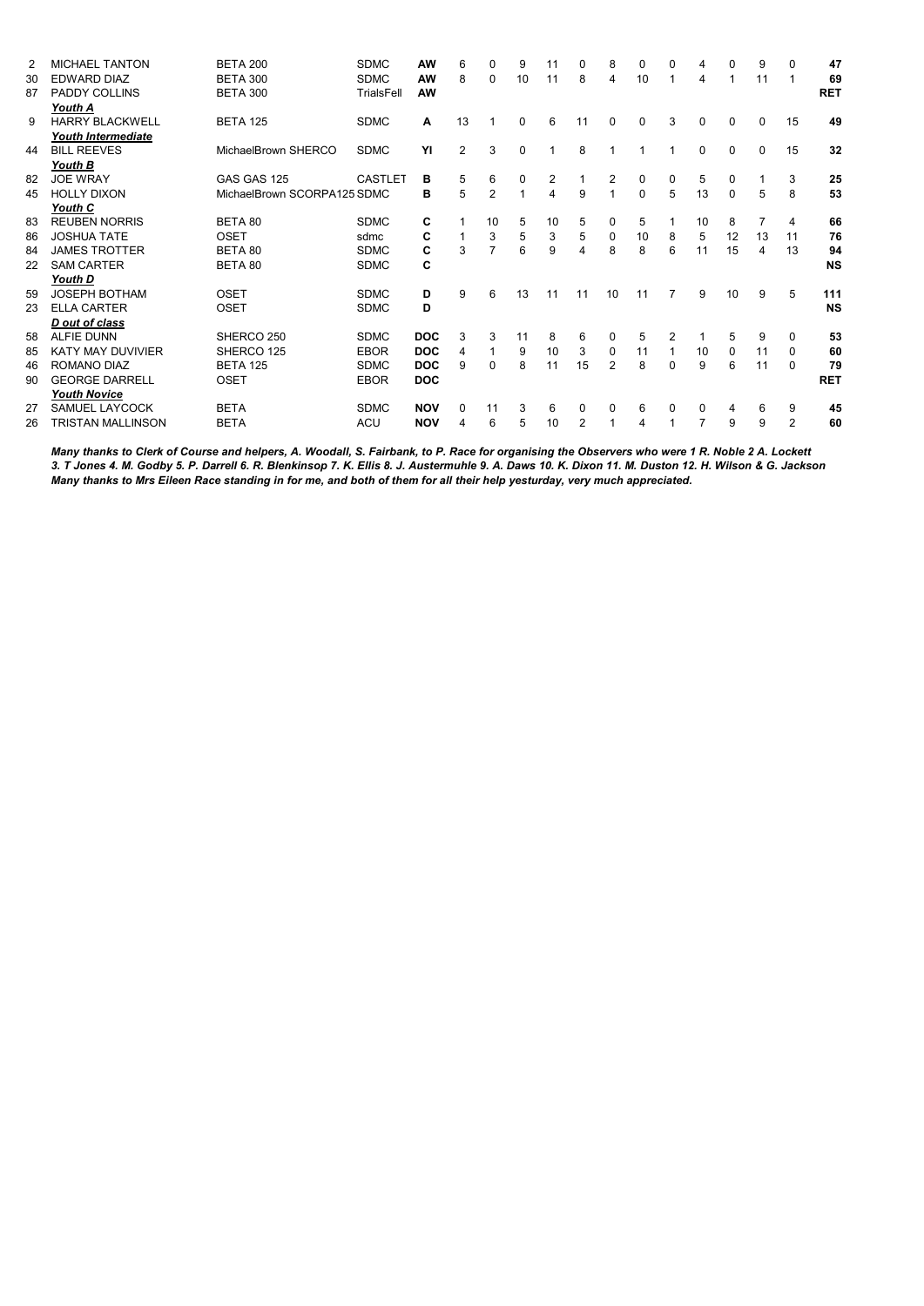| | | | | | | | | | | | | | | | | | | |
|---|---|---|---|---|---|---|---|---|---|---|---|---|---|---|---|---|---|---|
| 2 | MICHAEL TANTON | BETA 200 | SDMC | **AW** | 6 | 0 | 9 | 11 | 0 | 8 | 0 | 0 | 4 | 0 | 9 | 0 | **47** |
| 30 | EDWARD DIAZ | BETA 300 | SDMC | **AW** | 8 | 0 | 10 | 11 | 8 | 4 | 10 | 1 | 4 | 1 | 11 | 1 | **69** |
| 87 | PADDY COLLINS | BETA 300 | TrialsFell | **AW** | | | | | | | | | | | | | **RET** |
| | ***Youth A*** | | | | | | | | | | | | | | | | |
| 9 | HARRY BLACKWELL | BETA 125 | SDMC | **A** | 13 | 1 | 0 | 6 | 11 | 0 | 0 | 3 | 0 | 0 | 0 | 15 | **49** |
| | ***Youth Intermediate*** | | | | | | | | | | | | | | | | |
| 44 | BILL REEVES | MichaelBrown SHERCO | SDMC | **YI** | 2 | 3 | 0 | 1 | 8 | 1 | 1 | 1 | 0 | 0 | 0 | 15 | **32** |
| | ***Youth B*** | | | | | | | | | | | | | | | | |
| 82 | JOE WRAY | GAS GAS 125 | CASTLET | **B** | 5 | 6 | 0 | 2 | 1 | 2 | 0 | 0 | 5 | 0 | 1 | 3 | **25** |
| 45 | HOLLY DIXON | MichaelBrown SCORPA125 | SDMC | **B** | 5 | 2 | 1 | 4 | 9 | 1 | 0 | 5 | 13 | 0 | 5 | 8 | **53** |
| | ***Youth C*** | | | | | | | | | | | | | | | | |
| 83 | REUBEN NORRIS | BETA 80 | SDMC | **C** | 1 | 10 | 5 | 10 | 5 | 0 | 5 | 1 | 10 | 8 | 7 | 4 | **66** |
| 86 | JOSHUA TATE | OSET | sdmc | **C** | 1 | 3 | 5 | 3 | 5 | 0 | 10 | 8 | 5 | 12 | 13 | 11 | **76** |
| 84 | JAMES TROTTER | BETA 80 | SDMC | **C** | 3 | 7 | 6 | 9 | 4 | 8 | 8 | 6 | 11 | 15 | 4 | 13 | **94** |
| 22 | SAM CARTER | BETA 80 | SDMC | **C** | | | | | | | | | | | | | **NS** |
| | ***Youth D*** | | | | | | | | | | | | | | | | |
| 59 | JOSEPH BOTHAM | OSET | SDMC | **D** | 9 | 6 | 13 | 11 | 11 | 10 | 11 | 7 | 9 | 10 | 9 | 5 | **111** |
| 23 | ELLA CARTER | OSET | SDMC | **D** | | | | | | | | | | | | | **NS** |
| | ***D out of class*** | | | | | | | | | | | | | | | | |
| 58 | ALFIE DUNN | SHERCO 250 | SDMC | **DOC** | 3 | 3 | 11 | 8 | 6 | 0 | 5 | 2 | 1 | 5 | 9 | 0 | **53** |
| 85 | KATY MAY DUVIVIER | SHERCO 125 | EBOR | **DOC** | 4 | 1 | 9 | 10 | 3 | 0 | 11 | 1 | 10 | 0 | 11 | 0 | **60** |
| 46 | ROMANO DIAZ | BETA 125 | SDMC | **DOC** | 9 | 0 | 8 | 11 | 15 | 2 | 8 | 0 | 9 | 6 | 11 | 0 | **79** |
| 90 | GEORGE DARRELL | OSET | EBOR | **DOC** | | | | | | | | | | | | | **RET** |
| | ***Youth Novice*** | | | | | | | | | | | | | | | | |
| 27 | SAMUEL LAYCOCK | BETA | SDMC | **NOV** | 0 | 11 | 3 | 6 | 0 | 0 | 6 | 0 | 0 | 4 | 6 | 9 | **45** |
| 26 | TRISTAN MALLINSON | BETA | ACU | **NOV** | 4 | 6 | 5 | 10 | 2 | 1 | 4 | 1 | 7 | 9 | 9 | 2 | **60** |

***Many thanks to Clerk of Course and helpers, A. Woodall, S. Fairbank, to P. Race for organising the Observers who were 1 R. Noble 2 A. Lockett 3. T Jones 4. M. Godby 5. P. Darrell 6. R. Blenkinsop 7. K. Ellis 8. J. Austermuhle 9. A. Daws 10. K. Dixon 11. M. Duston 12. H. Wilson & G. Jackson Many thanks to Mrs Eileen Race standing in for me, and both of them for all their help yesturday, very much appreciated.***